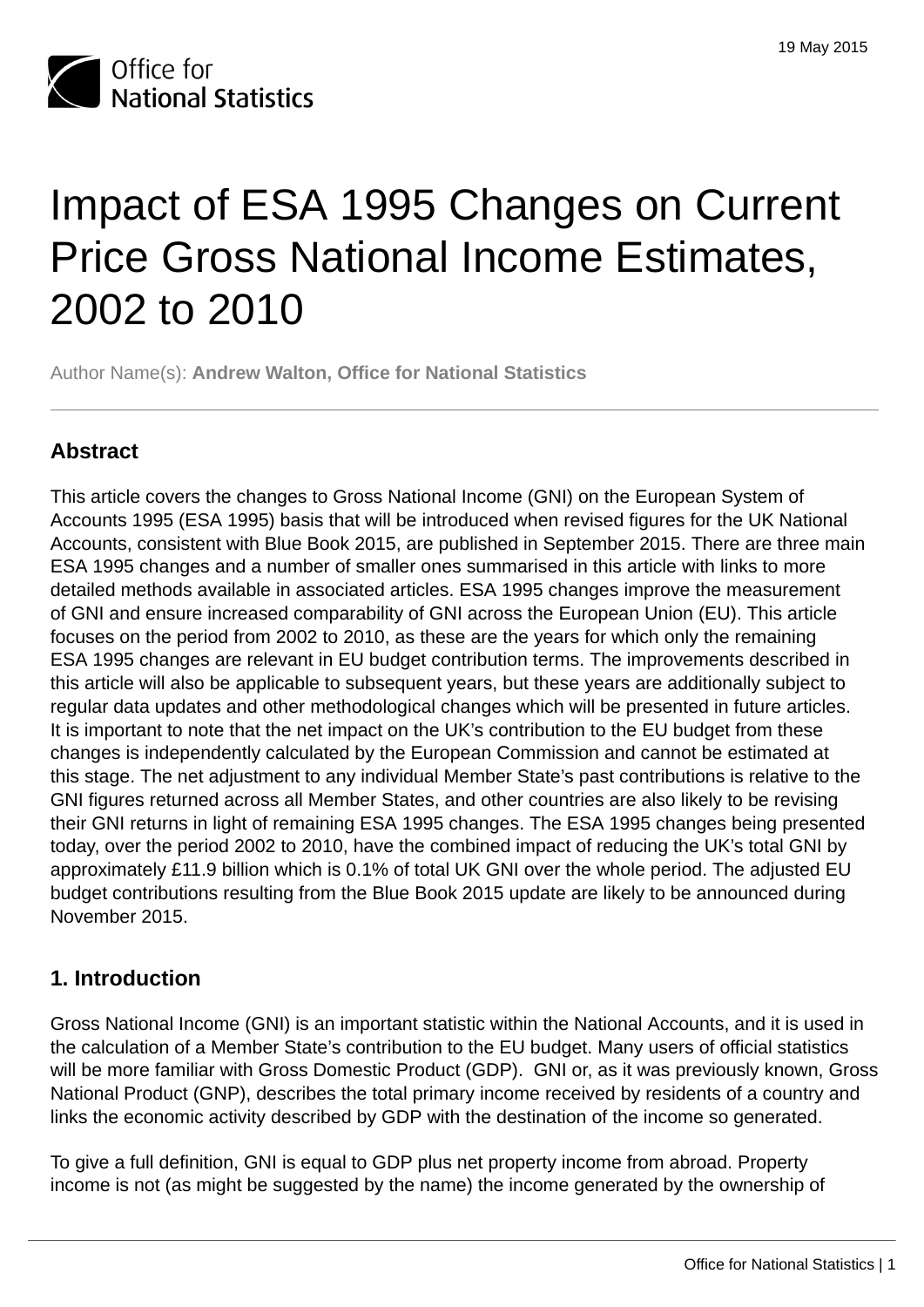# Impact of ESA 1995 Changes on Current Price Gross National Income Estimates, 2002 to 2010

Author Name(s): **Andrew Walton, Office for National Statistics**

## Abstract

This article covers the changes to Gross National Income (GNI) on the European System of Accounts 1995 (ESA 1995) basis that will be introduced when revised figures for the UK National Accounts, consistent with Blue Book 2015, are published in September 2015. There are three main ESA 1995 changes and a number of smaller ones summarised in this article with links to more detailed methods available in associated articles. ESA 1995 changes improve the measurement of GNI and ensure increased comparability of GNI across the European Union (EU). This article focuses on the period from 2002 to 2010, as these are the years for which only the remaining ESA 1995 changes are relevant in EU budget contribution terms. The improvements described in this article will also be applicable to subsequent years, but these years are additionally subject to regular data updates and other methodological changes which will be presented in future articles. It is important to note that the net impact on the UK's contribution to the EU budget from these changes is independently calculated by the European Commission and cannot be estimated at this stage. The net adjustment to any individual Member State's past contributions is relative to the GNI figures returned across all Member States, and other countries are also likely to be revising their GNI returns in light of remaining ESA 1995 changes. The ESA 1995 changes being presented today, over the period 2002 to 2010, have the combined impact of reducing the UK's total GNI by approximately £11.9 billion which is 0.1% of total UK GNI over the whole period. The adjusted EU budget contributions resulting from the Blue Book 2015 update are likely to be announced during November 2015.

## 1. Introduction

Gross National Income (GNI) is an important statistic within the National Accounts, and it is used in the calculation of a Member State's contribution to the EU budget. Many users of official statistics will be more familiar with Gross Domestic Product (GDP). GNI or, as it was previously known, Gross National Product (GNP), describes the total primary income received by residents of a country and links the economic activity described by GDP with the destination of the income so generated.

To give a full definition, GNI is equal to GDP plus net property income from abroad. Property income is not (as might be suggested by the name) the income generated by the ownership of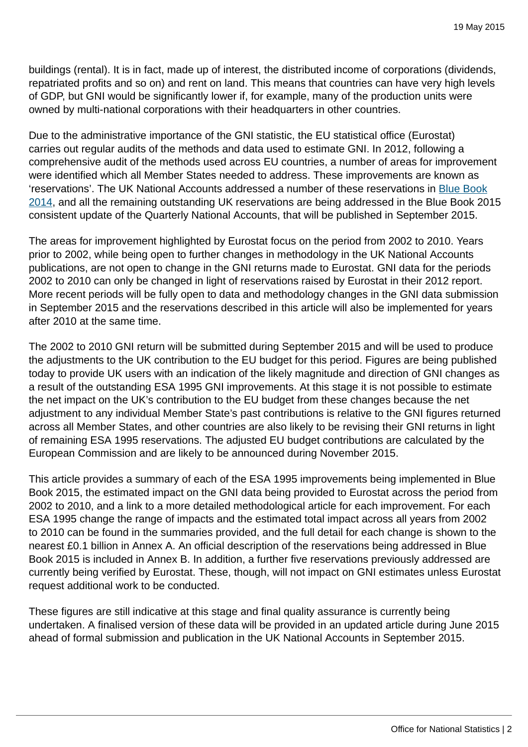buildings (rental). It is in fact, made up of interest, the distributed income of corporations (dividends, repatriated profits and so on) and rent on land. This means that countries can have very high levels of GDP, but GNI would be significantly lower if, for example, many of the production units were owned by multi-national corporations with their headquarters in other countries.

Due to the administrative importance of the GNI statistic, the EU statistical office (Eurostat) carries out regular audits of the methods and data used to estimate GNI. In 2012, following a comprehensive audit of the methods used across EU countries, a number of areas for improvement were identified which all Member States needed to address. These improvements are known as 'reservations'. The UK National Accounts addressed a number of these reservations in Blue Book 2014, and all the remaining outstanding UK reservations are being addressed in the Blue Book 2015 consistent update of the Quarterly National Accounts, that will be published in September 2015.

The areas for improvement highlighted by Eurostat focus on the period from 2002 to 2010. Years prior to 2002, while being open to further changes in methodology in the UK National Accounts publications, are not open to change in the GNI returns made to Eurostat. GNI data for the periods 2002 to 2010 can only be changed in light of reservations raised by Eurostat in their 2012 report. More recent periods will be fully open to data and methodology changes in the GNI data submission in September 2015 and the reservations described in this article will also be implemented for years after 2010 at the same time.

The 2002 to 2010 GNI return will be submitted during September 2015 and will be used to produce the adjustments to the UK contribution to the EU budget for this period. Figures are being published today to provide UK users with an indication of the likely magnitude and direction of GNI changes as a result of the outstanding ESA 1995 GNI improvements. At this stage it is not possible to estimate the net impact on the UK's contribution to the EU budget from these changes because the net adjustment to any individual Member State's past contributions is relative to the GNI figures returned across all Member States, and other countries are also likely to be revising their GNI returns in light of remaining ESA 1995 reservations. The adjusted EU budget contributions are calculated by the European Commission and are likely to be announced during November 2015.

This article provides a summary of each of the ESA 1995 improvements being implemented in Blue Book 2015, the estimated impact on the GNI data being provided to Eurostat across the period from 2002 to 2010, and a link to a more detailed methodological article for each improvement. For each ESA 1995 change the range of impacts and the estimated total impact across all years from 2002 to 2010 can be found in the summaries provided, and the full detail for each change is shown to the nearest £0.1 billion in Annex A. An official description of the reservations being addressed in Blue Book 2015 is included in Annex B. In addition, a further five reservations previously addressed are currently being verified by Eurostat. These, though, will not impact on GNI estimates unless Eurostat request additional work to be conducted.

These figures are still indicative at this stage and final quality assurance is currently being undertaken. A finalised version of these data will be provided in an updated article during June 2015 ahead of formal submission and publication in the UK National Accounts in September 2015.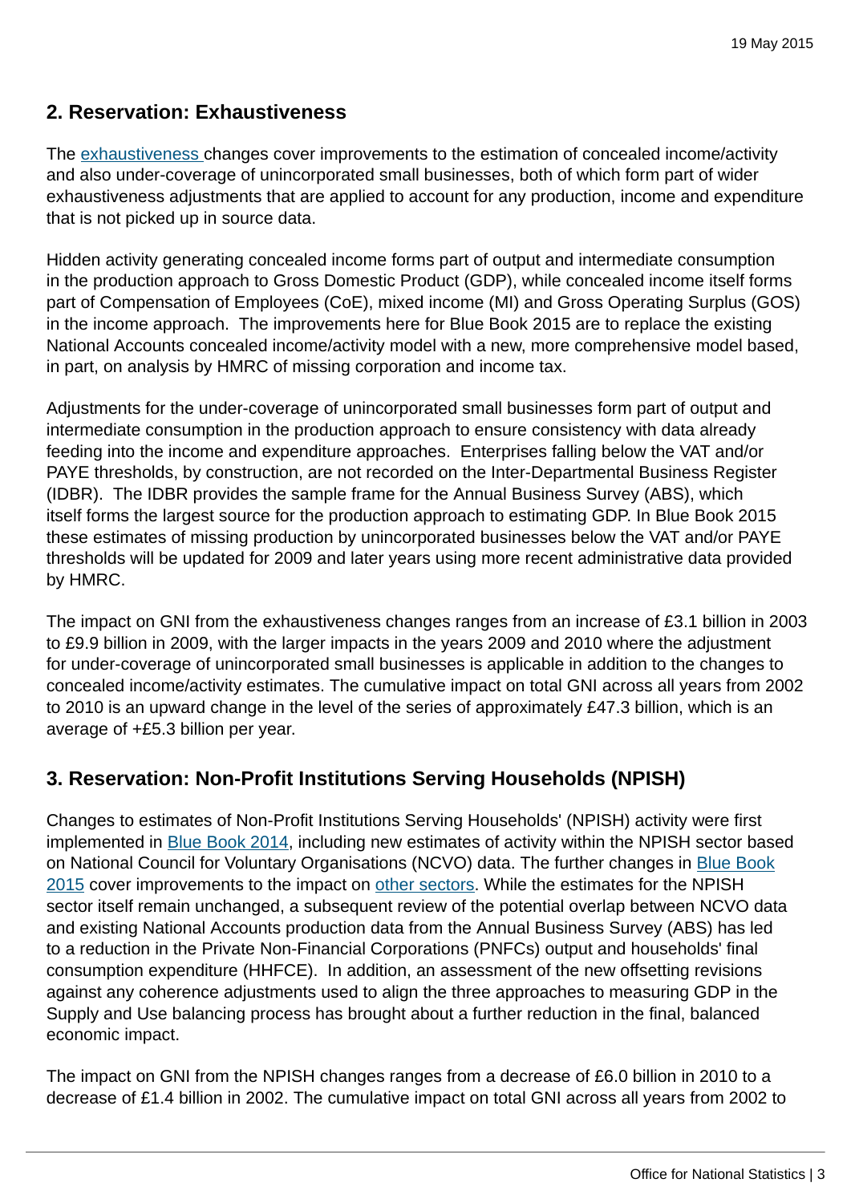## 2. Reservation: Exhaustiveness

The exhaustiveness changes cover improvements to the estimation of concealed income/activity and also under-coverage of unincorporated small businesses, both of which form part of wider exhaustiveness adjustments that are applied to account for any production, income and expenditure that is not picked up in source data.

Hidden activity generating concealed income forms part of output and intermediate consumption in the production approach to Gross Domestic Product (GDP), while concealed income itself forms part of Compensation of Employees (CoE), mixed income (MI) and Gross Operating Surplus (GOS) in the income approach. The improvements here for Blue Book 2015 are to replace the existing National Accounts concealed income/activity model with a new, more comprehensive model based, in part, on analysis by HMRC of missing corporation and income tax.

Adjustments for the under-coverage of unincorporated small businesses form part of output and intermediate consumption in the production approach to ensure consistency with data already feeding into the income and expenditure approaches. Enterprises falling below the VAT and/or PAYE thresholds, by construction, are not recorded on the Inter-Departmental Business Register (IDBR). The IDBR provides the sample frame for the Annual Business Survey (ABS), which itself forms the largest source for the production approach to estimating GDP. In Blue Book 2015 these estimates of missing production by unincorporated businesses below the VAT and/or PAYE thresholds will be updated for 2009 and later years using more recent administrative data provided by HMRC.

The impact on GNI from the exhaustiveness changes ranges from an increase of £3.1 billion in 2003 to £9.9 billion in 2009, with the larger impacts in the years 2009 and 2010 where the adjustment for under-coverage of unincorporated small businesses is applicable in addition to the changes to concealed income/activity estimates. The cumulative impact on total GNI across all years from 2002 to 2010 is an upward change in the level of the series of approximately £47.3 billion, which is an average of +£5.3 billion per year.

## 3. Reservation: Non-Profit Institutions Serving Households (NPISH)

Changes to estimates of Non-Profit Institutions Serving Households' (NPISH) activity were first implemented in Blue Book 2014, including new estimates of activity within the NPISH sector based on National Council for Voluntary Organisations (NCVO) data. The further changes in Blue Book 2015 cover improvements to the impact on other sectors. While the estimates for the NPISH sector itself remain unchanged, a subsequent review of the potential overlap between NCVO data and existing National Accounts production data from the Annual Business Survey (ABS) has led to a reduction in the Private Non-Financial Corporations (PNFCs) output and households' final consumption expenditure (HHFCE). In addition, an assessment of the new offsetting revisions against any coherence adjustments used to align the three approaches to measuring GDP in the Supply and Use balancing process has brought about a further reduction in the final, balanced economic impact.

The impact on GNI from the NPISH changes ranges from a decrease of £6.0 billion in 2010 to a decrease of £1.4 billion in 2002. The cumulative impact on total GNI across all years from 2002 to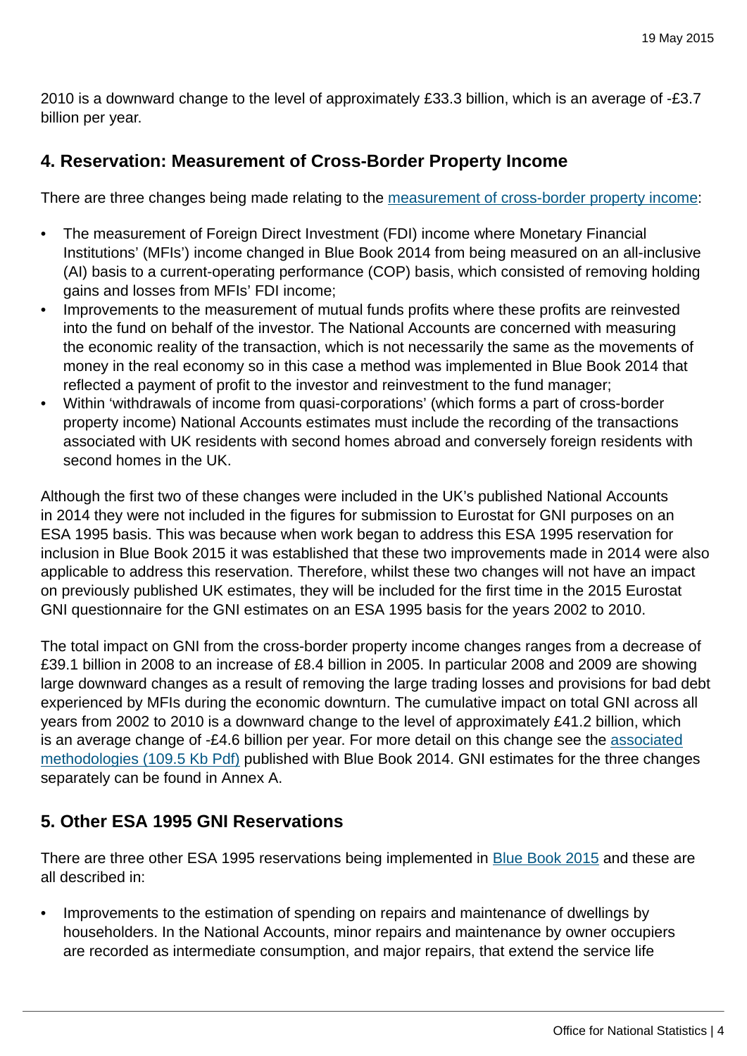2010 is a downward change to the level of approximately £33.3 billion, which is an average of -£3.7 billion per year.

## 4. Reservation: Measurement of Cross-Border Property Income

There are three changes being made relating to the measurement of cross-border property income:

- The measurement of Foreign Direct Investment (FDI) income where Monetary Financial Institutions' (MFIs') income changed in Blue Book 2014 from being measured on an all-inclusive (AI) basis to a current-operating performance (COP) basis, which consisted of removing holding gains and losses from MFIs' FDI income;
- Improvements to the measurement of mutual funds profits where these profits are reinvested into the fund on behalf of the investor. The National Accounts are concerned with measuring the economic reality of the transaction, which is not necessarily the same as the movements of money in the real economy so in this case a method was implemented in Blue Book 2014 that reflected a payment of profit to the investor and reinvestment to the fund manager;
- Within 'withdrawals of income from quasi-corporations' (which forms a part of cross-border property income) National Accounts estimates must include the recording of the transactions associated with UK residents with second homes abroad and conversely foreign residents with second homes in the UK.

Although the first two of these changes were included in the UK's published National Accounts in 2014 they were not included in the figures for submission to Eurostat for GNI purposes on an ESA 1995 basis. This was because when work began to address this ESA 1995 reservation for inclusion in Blue Book 2015 it was established that these two improvements made in 2014 were also applicable to address this reservation. Therefore, whilst these two changes will not have an impact on previously published UK estimates, they will be included for the first time in the 2015 Eurostat GNI questionnaire for the GNI estimates on an ESA 1995 basis for the years 2002 to 2010.

The total impact on GNI from the cross-border property income changes ranges from a decrease of £39.1 billion in 2008 to an increase of £8.4 billion in 2005. In particular 2008 and 2009 are showing large downward changes as a result of removing the large trading losses and provisions for bad debt experienced by MFIs during the economic downturn. The cumulative impact on total GNI across all years from 2002 to 2010 is a downward change to the level of approximately £41.2 billion, which is an average change of -£4.6 billion per year. For more detail on this change see the associated methodologies (109.5 Kb Pdf) published with Blue Book 2014. GNI estimates for the three changes separately can be found in Annex A.

## 5. Other ESA 1995 GNI Reservations

There are three other ESA 1995 reservations being implemented in Blue Book 2015 and these are all described in:

- Improvements to the estimation of spending on repairs and maintenance of dwellings by householders. In the National Accounts, minor repairs and maintenance by owner occupiers are recorded as intermediate consumption, and major repairs, that extend the service life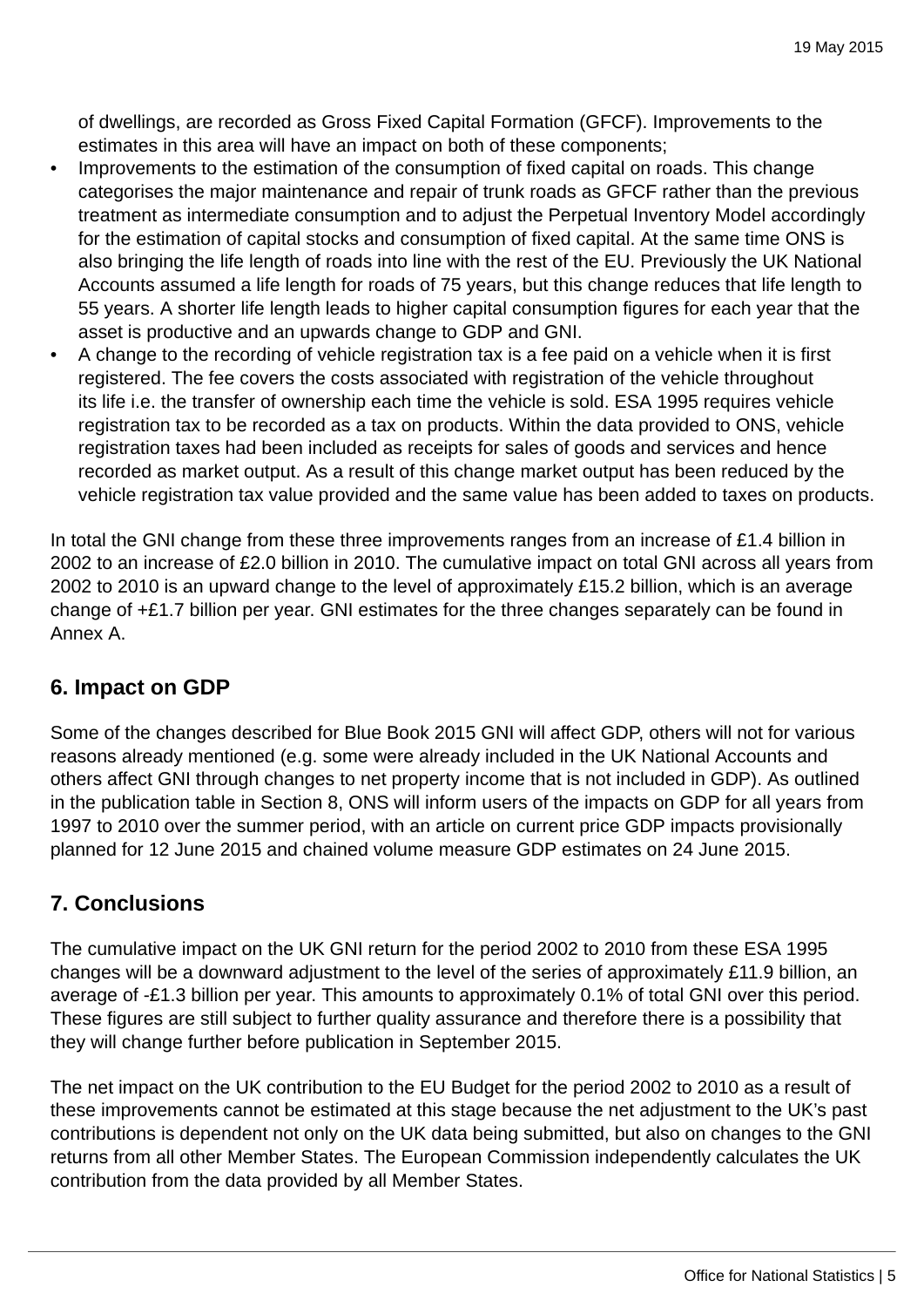of dwellings, are recorded as Gross Fixed Capital Formation (GFCF). Improvements to the estimates in this area will have an impact on both of these components;

- Improvements to the estimation of the consumption of fixed capital on roads. This change categorises the major maintenance and repair of trunk roads as GFCF rather than the previous treatment as intermediate consumption and to adjust the Perpetual Inventory Model accordingly for the estimation of capital stocks and consumption of fixed capital. At the same time ONS is also bringing the life length of roads into line with the rest of the EU. Previously the UK National Accounts assumed a life length for roads of 75 years, but this change reduces that life length to 55 years. A shorter life length leads to higher capital consumption figures for each year that the asset is productive and an upwards change to GDP and GNI.
- A change to the recording of vehicle registration tax is a fee paid on a vehicle when it is first registered. The fee covers the costs associated with registration of the vehicle throughout its life i.e. the transfer of ownership each time the vehicle is sold. ESA 1995 requires vehicle registration tax to be recorded as a tax on products. Within the data provided to ONS, vehicle registration taxes had been included as receipts for sales of goods and services and hence recorded as market output. As a result of this change market output has been reduced by the vehicle registration tax value provided and the same value has been added to taxes on products.

In total the GNI change from these three improvements ranges from an increase of £1.4 billion in 2002 to an increase of £2.0 billion in 2010. The cumulative impact on total GNI across all years from 2002 to 2010 is an upward change to the level of approximately £15.2 billion, which is an average change of +£1.7 billion per year. GNI estimates for the three changes separately can be found in Annex A.

## 6. Impact on GDP

Some of the changes described for Blue Book 2015 GNI will affect GDP, others will not for various reasons already mentioned (e.g. some were already included in the UK National Accounts and others affect GNI through changes to net property income that is not included in GDP). As outlined in the publication table in Section 8, ONS will inform users of the impacts on GDP for all years from 1997 to 2010 over the summer period, with an article on current price GDP impacts provisionally planned for 12 June 2015 and chained volume measure GDP estimates on 24 June 2015.

## 7. Conclusions

The cumulative impact on the UK GNI return for the period 2002 to 2010 from these ESA 1995 changes will be a downward adjustment to the level of the series of approximately £11.9 billion, an average of -£1.3 billion per year. This amounts to approximately 0.1% of total GNI over this period. These figures are still subject to further quality assurance and therefore there is a possibility that they will change further before publication in September 2015.

The net impact on the UK contribution to the EU Budget for the period 2002 to 2010 as a result of these improvements cannot be estimated at this stage because the net adjustment to the UK's past contributions is dependent not only on the UK data being submitted, but also on changes to the GNI returns from all other Member States. The European Commission independently calculates the UK contribution from the data provided by all Member States.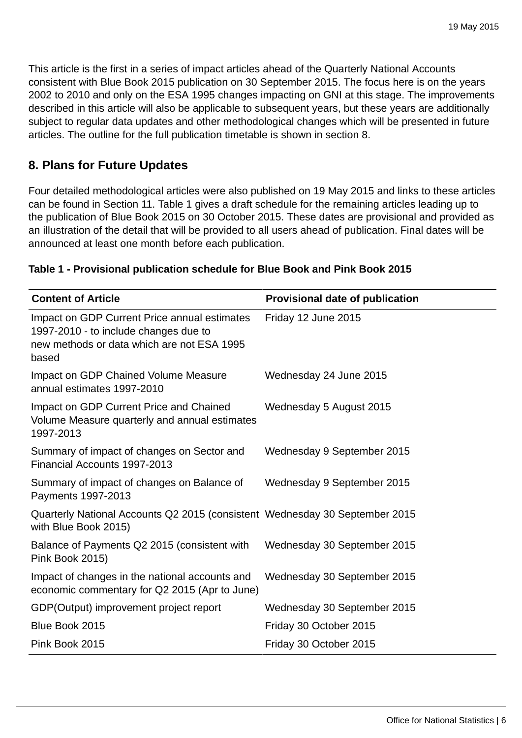This article is the first in a series of impact articles ahead of the Quarterly National Accounts consistent with Blue Book 2015 publication on 30 September 2015. The focus here is on the years 2002 to 2010 and only on the ESA 1995 changes impacting on GNI at this stage. The improvements described in this article will also be applicable to subsequent years, but these years are additionally subject to regular data updates and other methodological changes which will be presented in future articles. The outline for the full publication timetable is shown in section 8.

## 8. Plans for Future Updates

Four detailed methodological articles were also published on 19 May 2015 and links to these articles can be found in Section 11. Table 1 gives a draft schedule for the remaining articles leading up to the publication of Blue Book 2015 on 30 October 2015. These dates are provisional and provided as an illustration of the detail that will be provided to all users ahead of publication. Final dates will be announced at least one month before each publication.

**Table 1 - Provisional publication schedule for Blue Book and Pink Book 2015**

| Content of Article | Provisional date of publication |
|---|---|
| Impact on GDP Current Price annual estimates 1997-2010 - to include changes due to new methods or data which are not ESA 1995 based | Friday 12 June 2015 |
| Impact on GDP Chained Volume Measure annual estimates 1997-2010 | Wednesday 24 June 2015 |
| Impact on GDP Current Price and Chained Volume Measure quarterly and annual estimates 1997-2013 | Wednesday 5 August 2015 |
| Summary of impact of changes on Sector and Financial Accounts 1997-2013 | Wednesday 9 September 2015 |
| Summary of impact of changes on Balance of Payments 1997-2013 | Wednesday 9 September 2015 |
| Quarterly National Accounts Q2 2015 (consistent with Blue Book 2015) | Wednesday 30 September 2015 |
| Balance of Payments Q2 2015 (consistent with Pink Book 2015) | Wednesday 30 September 2015 |
| Impact of changes in the national accounts and economic commentary for Q2 2015 (Apr to June) | Wednesday 30 September 2015 |
| GDP(Output) improvement project report | Wednesday 30 September 2015 |
| Blue Book 2015 | Friday 30 October 2015 |
| Pink Book 2015 | Friday 30 October 2015 |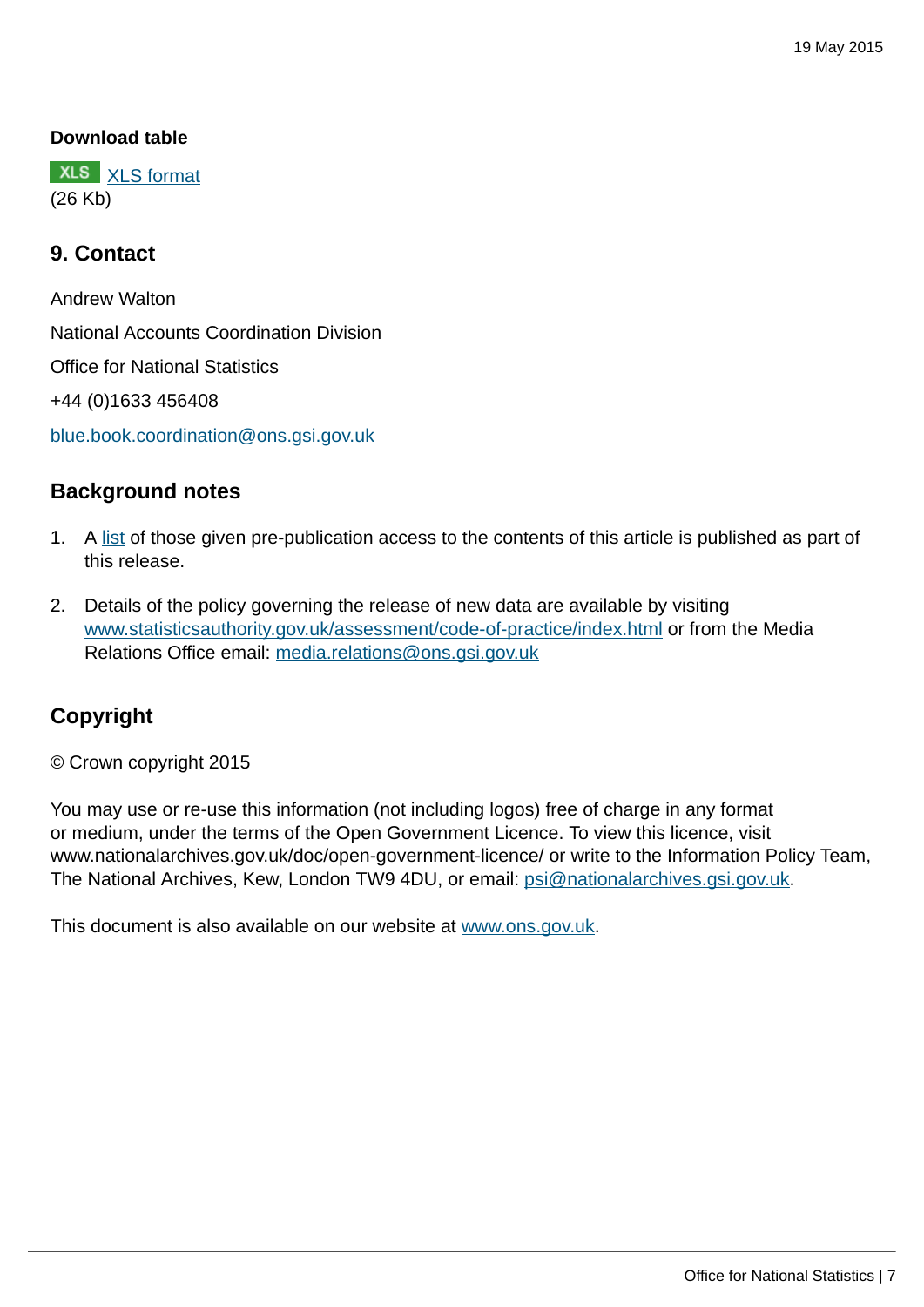**Download table**

XLS [XLS format](#)
(26 Kb)

## 9. Contact

Andrew Walton

National Accounts Coordination Division

Office for National Statistics

+44 (0)1633 456408

[blue.book.coordination@ons.gsi.gov.uk](mailto:blue.book.coordination@ons.gsi.gov.uk)

## Background notes

1. A [list](#) of those given pre-publication access to the contents of this article is published as part of this release.

2. Details of the policy governing the release of new data are available by visiting [www.statisticsauthority.gov.uk/assessment/code-of-practice/index.html](http://www.statisticsauthority.gov.uk/assessment/code-of-practice/index.html) or from the Media Relations Office email: [media.relations@ons.gsi.gov.uk](mailto:media.relations@ons.gsi.gov.uk)

## Copyright

© Crown copyright 2015

You may use or re-use this information (not including logos) free of charge in any format or medium, under the terms of the Open Government Licence. To view this licence, visit www.nationalarchives.gov.uk/doc/open-government-licence/ or write to the Information Policy Team, The National Archives, Kew, London TW9 4DU, or email: [psi@nationalarchives.gsi.gov.uk](mailto:psi@nationalarchives.gsi.gov.uk).

This document is also available on our website at [www.ons.gov.uk](http://www.ons.gov.uk).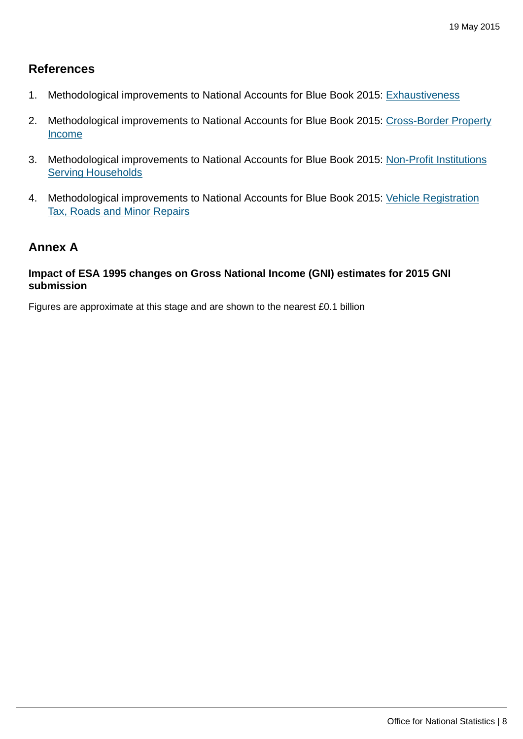## References

1. Methodological improvements to National Accounts for Blue Book 2015: Exhaustiveness

2. Methodological improvements to National Accounts for Blue Book 2015: Cross-Border Property Income

3. Methodological improvements to National Accounts for Blue Book 2015: Non-Profit Institutions Serving Households

4. Methodological improvements to National Accounts for Blue Book 2015: Vehicle Registration Tax, Roads and Minor Repairs

## Annex A

#### Impact of ESA 1995 changes on Gross National Income (GNI) estimates for 2015 GNI submission

Figures are approximate at this stage and are shown to the nearest £0.1 billion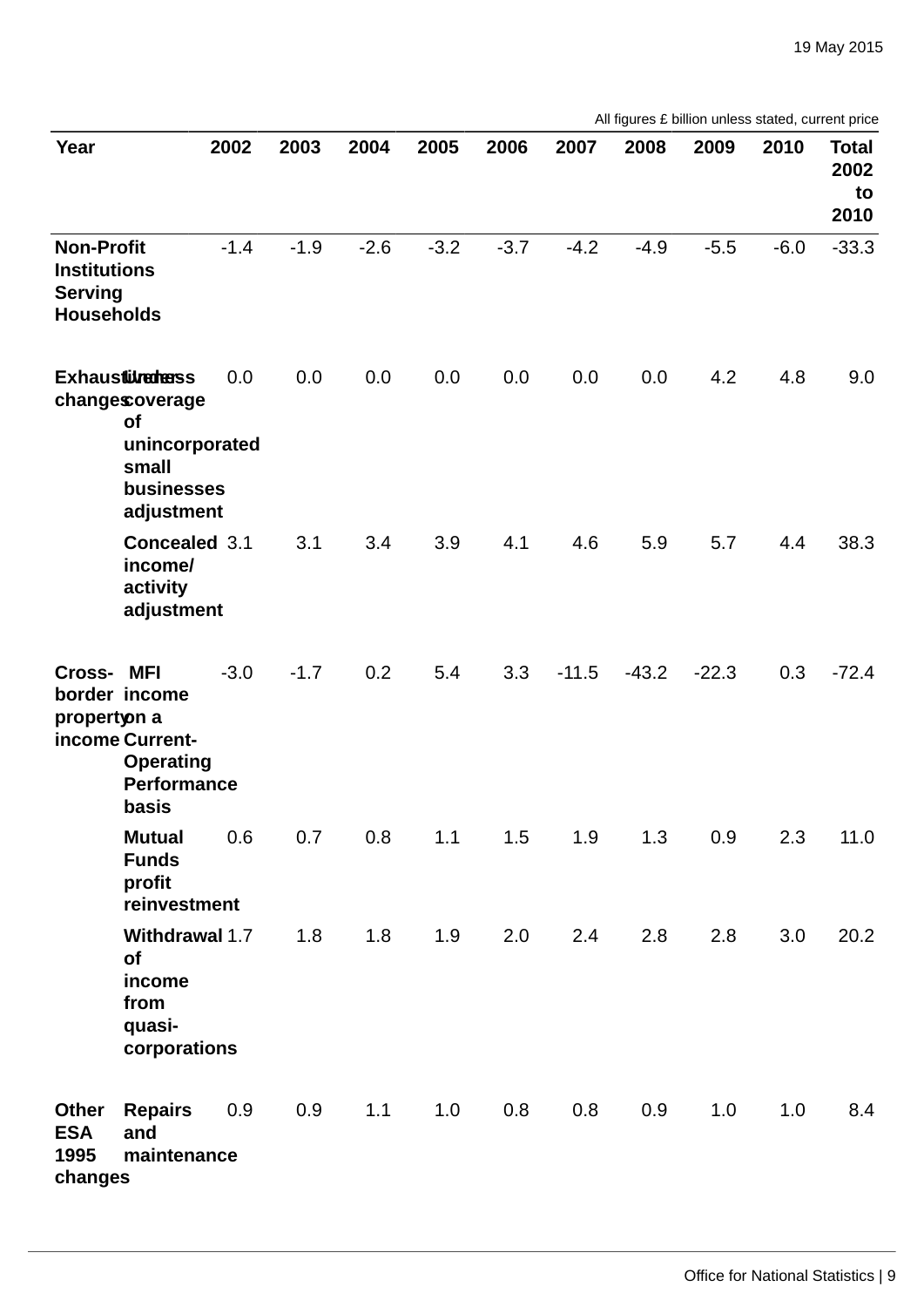All figures £ billion unless stated, current price

| Year | | 2002 | 2003 | 2004 | 2005 | 2006 | 2007 | 2008 | 2009 | 2010 | Total 2002 to 2010 |
|---|---|---|---|---|---|---|---|---|---|---|---|
| **Non-Profit Institutions Serving Households** | | -1.4 | -1.9 | -2.6 | -3.2 | -3.7 | -4.2 | -4.9 | -5.5 | -6.0 | -33.3 |
| **Exhaustiveness changes** | **Under coverage of unincorporated small businesses adjustment** | 0.0 | 0.0 | 0.0 | 0.0 | 0.0 | 0.0 | 0.0 | 4.2 | 4.8 | 9.0 |
| | **Concealed income/ activity adjustment** | 3.1 | 3.1 | 3.4 | 3.9 | 4.1 | 4.6 | 5.9 | 5.7 | 4.4 | 38.3 |
| **Cross-border property income** | **MFI income on a Current-Operating Performance basis** | -3.0 | -1.7 | 0.2 | 5.4 | 3.3 | -11.5 | -43.2 | -22.3 | 0.3 | -72.4 |
| | **Mutual Funds profit reinvestment** | 0.6 | 0.7 | 0.8 | 1.1 | 1.5 | 1.9 | 1.3 | 0.9 | 2.3 | 11.0 |
| | **Withdrawal of income from quasi-corporations** | 1.7 | 1.8 | 1.8 | 1.9 | 2.0 | 2.4 | 2.8 | 2.8 | 3.0 | 20.2 |
| **Other ESA 1995 changes** | **Repairs and maintenance** | 0.9 | 0.9 | 1.1 | 1.0 | 0.8 | 0.8 | 0.9 | 1.0 | 1.0 | 8.4 |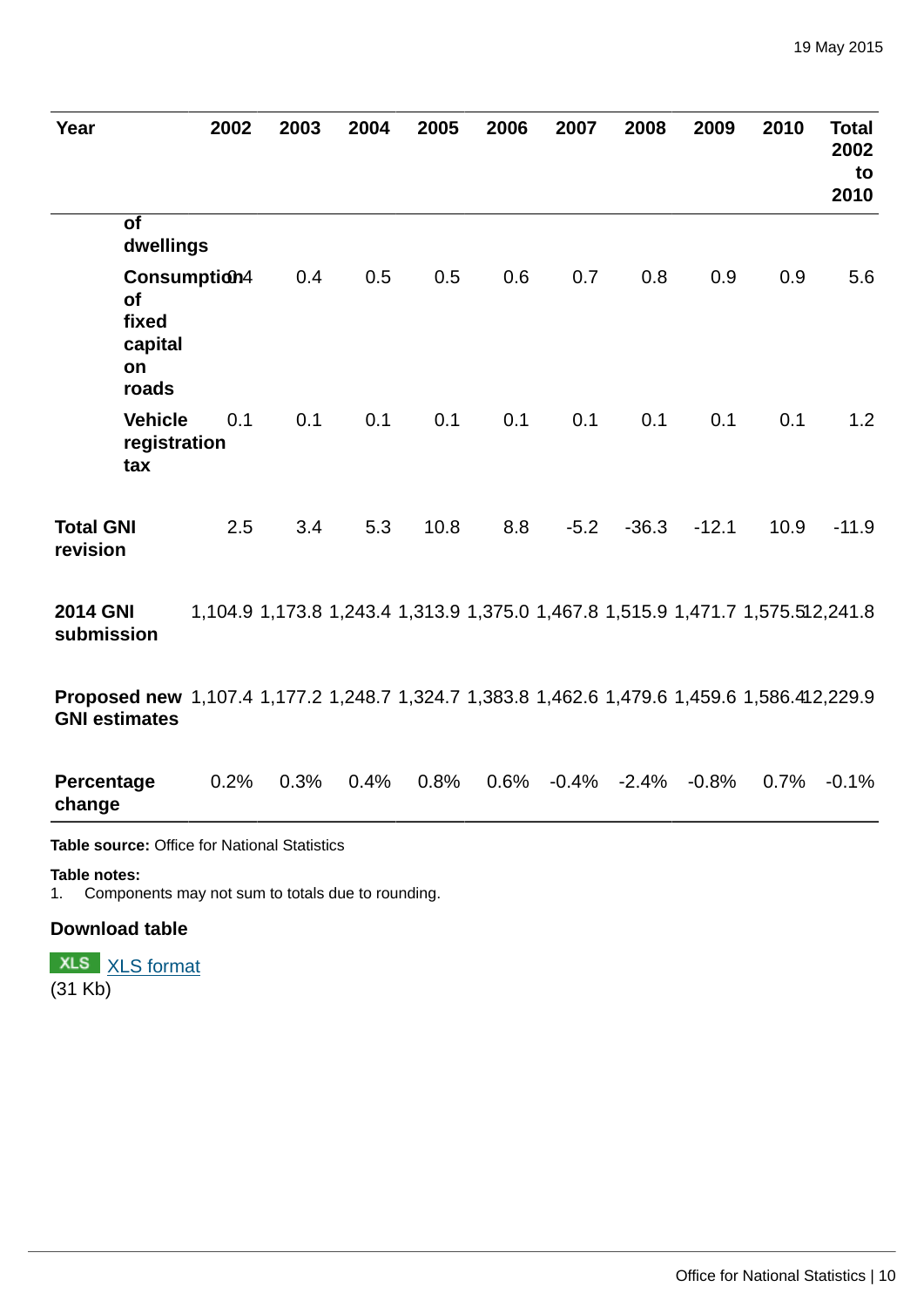| Year | 2002 | 2003 | 2004 | 2005 | 2006 | 2007 | 2008 | 2009 | 2010 | Total 2002 to 2010 |
|---|---|---|---|---|---|---|---|---|---|---|
| of dwellings | | | | | | | | | | |
| Consumption of fixed capital on roads | 0.4 | 0.4 | 0.5 | 0.5 | 0.6 | 0.7 | 0.8 | 0.9 | 0.9 | 5.6 |
| Vehicle registration tax | 0.1 | 0.1 | 0.1 | 0.1 | 0.1 | 0.1 | 0.1 | 0.1 | 0.1 | 1.2 |
| **Total GNI revision** | 2.5 | 3.4 | 5.3 | 10.8 | 8.8 | -5.2 | -36.3 | -12.1 | 10.9 | -11.9 |
| **2014 GNI submission** | 1,104.9 | 1,173.8 | 1,243.4 | 1,313.9 | 1,375.0 | 1,467.8 | 1,515.9 | 1,471.7 | 1,575.5 | 12,241.8 |
| **Proposed new GNI estimates** | 1,107.4 | 1,177.2 | 1,248.7 | 1,324.7 | 1,383.8 | 1,462.6 | 1,479.6 | 1,459.6 | 1,586.4 | 12,229.9 |
| **Percentage change** | 0.2% | 0.3% | 0.4% | 0.8% | 0.6% | -0.4% | -2.4% | -0.8% | 0.7% | -0.1% |

**Table source:** Office for National Statistics

**Table notes:**
1. Components may not sum to totals due to rounding.

**Download table**

XLS XLS format
(31 Kb)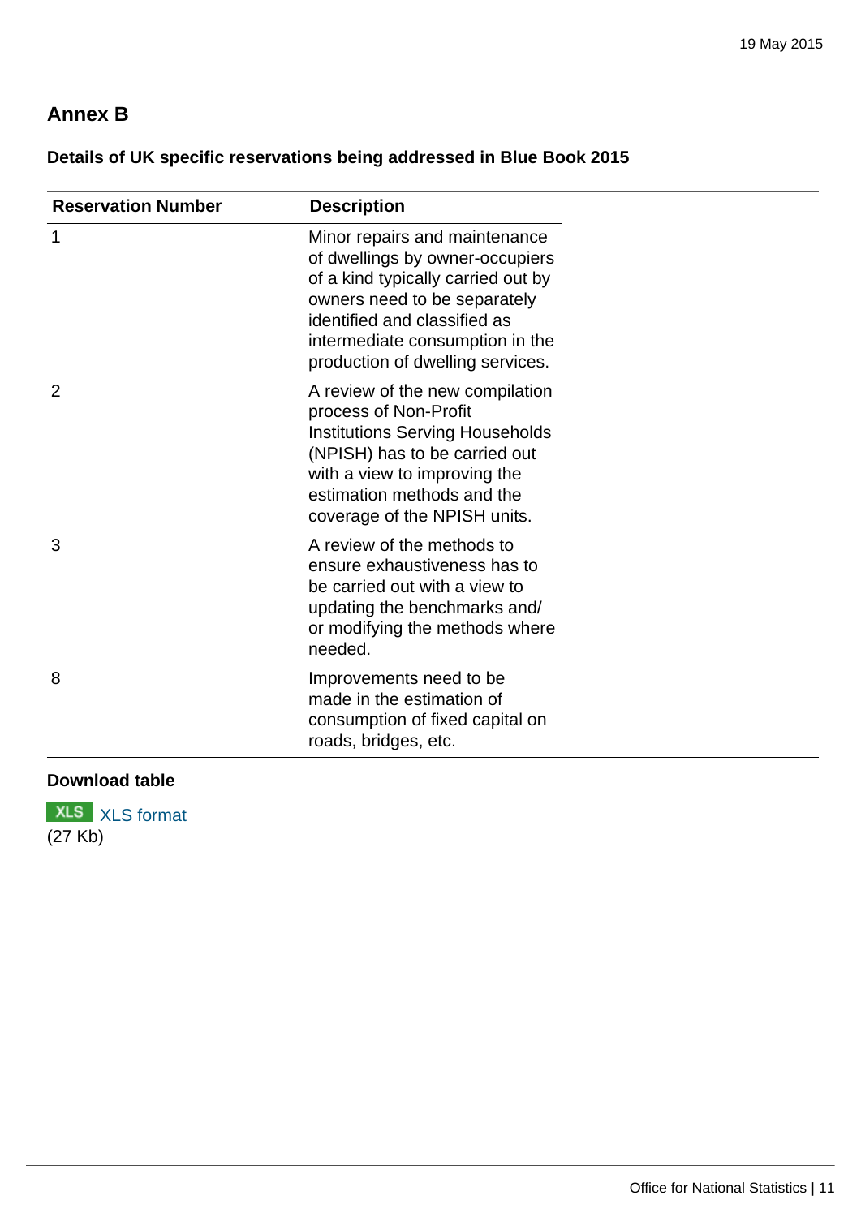## Annex B

**Details of UK specific reservations being addressed in Blue Book 2015**

| Reservation Number | Description |
|---|---|
| 1 | Minor repairs and maintenance of dwellings by owner-occupiers of a kind typically carried out by owners need to be separately identified and classified as intermediate consumption in the production of dwelling services. |
| 2 | A review of the new compilation process of Non-Profit Institutions Serving Households (NPISH) has to be carried out with a view to improving the estimation methods and the coverage of the NPISH units. |
| 3 | A review of the methods to ensure exhaustiveness has to be carried out with a view to updating the benchmarks and/ or modifying the methods where needed. |
| 8 | Improvements need to be made in the estimation of consumption of fixed capital on roads, bridges, etc. |

**Download table**

XLS XLS format
(27 Kb)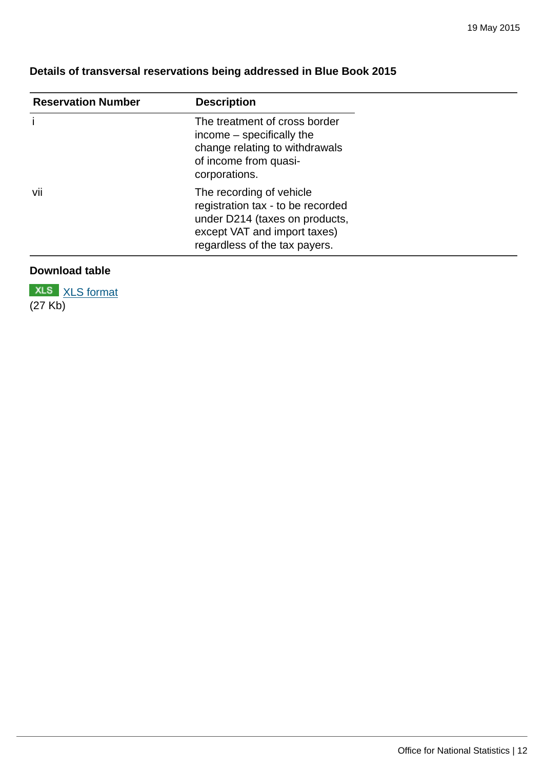### Details of transversal reservations being addressed in Blue Book 2015

| Reservation Number | Description |
|---|---|
| i | The treatment of cross border income – specifically the change relating to withdrawals of income from quasi-corporations. |
| vii | The recording of vehicle registration tax - to be recorded under D214 (taxes on products, except VAT and import taxes) regardless of the tax payers. |

**Download table**

XLS XLS format
(27 Kb)